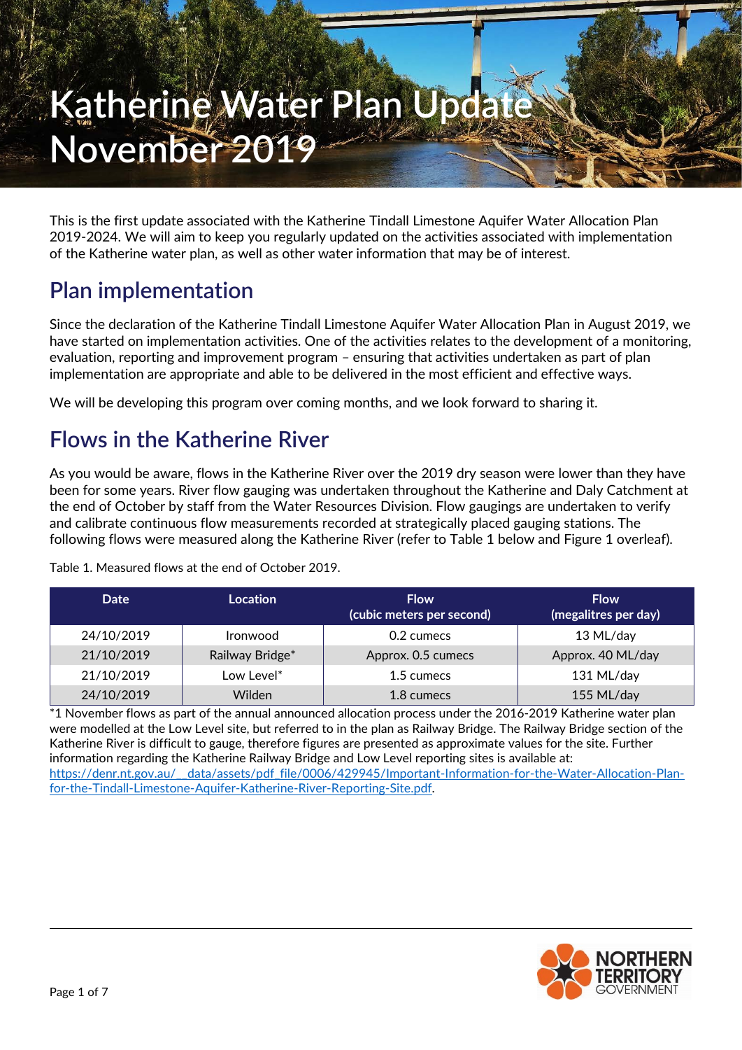# Katherine Water Plan Update November 2019

This is the first update associated with the Katherine Tindall Limestone Aquifer Water Allocation Plan 2019-2024. We will aim to keep you regularly updated on the activities associated with implementation of the Katherine water plan, as well as other water information that may be of interest.

## Plan implementation

Since the declaration of the Katherine Tindall Limestone Aquifer Water Allocation Plan in August 2019, we have started on implementation activities. One of the activities relates to the development of a monitoring, evaluation, reporting and improvement program – ensuring that activities undertaken as part of plan implementation are appropriate and able to be delivered in the most efficient and effective ways.

We will be developing this program over coming months, and we look forward to sharing it.

## Flows in the Katherine River

As you would be aware, flows in the Katherine River over the 2019 dry season were lower than they have been for some years. River flow gauging was undertaken throughout the Katherine and Daly Catchment at the end of October by staff from the Water Resources Division. Flow gaugings are undertaken to verify and calibrate continuous flow measurements recorded at strategically placed gauging stations. The following flows were measured along the Katherine River (refer to Table 1 below and Figure 1 overleaf).

Table 1. Measured flows at the end of October 2019.

| Date | Location | Flow (cubic meters per second) | Flow (megalitres per day) |
|---|---|---|---|
| 24/10/2019 | Ironwood | 0.2 cumecs | 13 ML/day |
| 21/10/2019 | Railway Bridge* | Approx. 0.5 cumecs | Approx. 40 ML/day |
| 21/10/2019 | Low Level* | 1.5 cumecs | 131 ML/day |
| 24/10/2019 | Wilden | 1.8 cumecs | 155 ML/day |

*1 November flows as part of the annual announced allocation process under the 2016-2019 Katherine water plan were modelled at the Low Level site, but referred to in the plan as Railway Bridge. The Railway Bridge section of the Katherine River is difficult to gauge, therefore figures are presented as approximate values for the site. Further information regarding the Katherine Railway Bridge and Low Level reporting sites is available at: https://denr.nt.gov.au/__data/assets/pdf_file/0006/429945/Important-Information-for-the-Water-Allocation-Plan-for-the-Tindall-Limestone-Aquifer-Katherine-River-Reporting-Site.pdf.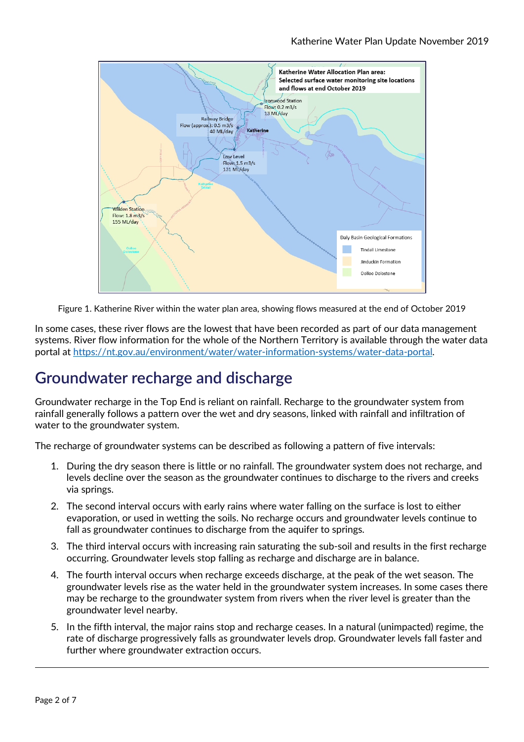Figure 1. Katherine River within the water plan area, showing flows measured at the end of October 2019

In some cases, these river flows are the lowest that have been recorded as part of our data management systems. River flow information for the whole of the Northern Territory is available through the water data portal at https://nt.gov.au/environment/water/water-information-systems/water-data-portal.

## Groundwater recharge and discharge

Groundwater recharge in the Top End is reliant on rainfall. Recharge to the groundwater system from rainfall generally follows a pattern over the wet and dry seasons, linked with rainfall and infiltration of water to the groundwater system.

The recharge of groundwater systems can be described as following a pattern of five intervals:

1. During the dry season there is little or no rainfall. The groundwater system does not recharge, and levels decline over the season as the groundwater continues to discharge to the rivers and creeks via springs.
2. The second interval occurs with early rains where water falling on the surface is lost to either evaporation, or used in wetting the soils. No recharge occurs and groundwater levels continue to fall as groundwater continues to discharge from the aquifer to springs.
3. The third interval occurs with increasing rain saturating the sub-soil and results in the first recharge occurring. Groundwater levels stop falling as recharge and discharge are in balance.
4. The fourth interval occurs when recharge exceeds discharge, at the peak of the wet season. The groundwater levels rise as the water held in the groundwater system increases. In some cases there may be recharge to the groundwater system from rivers when the river level is greater than the groundwater level nearby.
5. In the fifth interval, the major rains stop and recharge ceases. In a natural (unimpacted) regime, the rate of discharge progressively falls as groundwater levels drop. Groundwater levels fall faster and further where groundwater extraction occurs.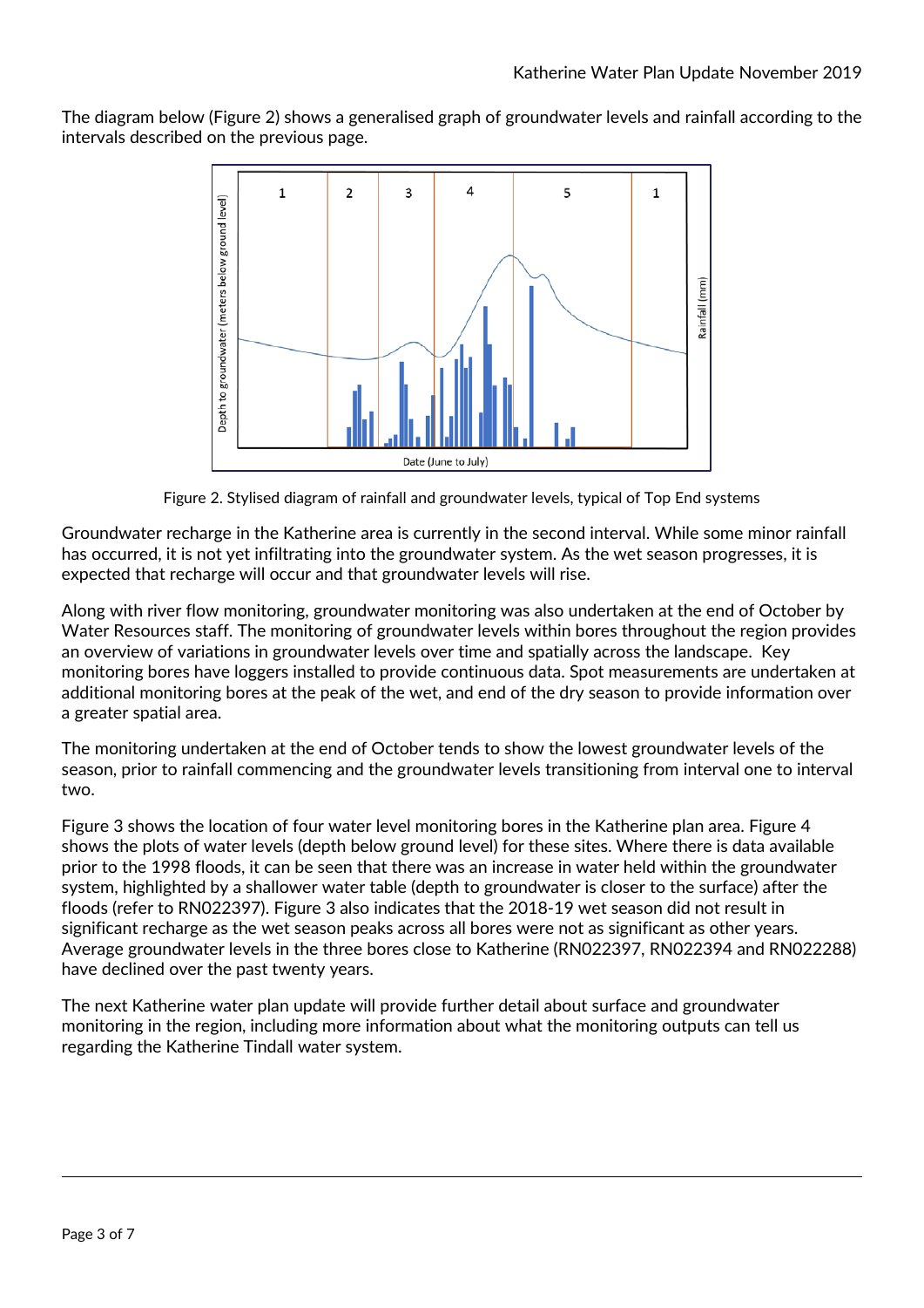The diagram below (Figure 2) shows a generalised graph of groundwater levels and rainfall according to the intervals described on the previous page.

Figure 2. Stylised diagram of rainfall and groundwater levels, typical of Top End systems

Groundwater recharge in the Katherine area is currently in the second interval. While some minor rainfall has occurred, it is not yet infiltrating into the groundwater system. As the wet season progresses, it is expected that recharge will occur and that groundwater levels will rise.

Along with river flow monitoring, groundwater monitoring was also undertaken at the end of October by Water Resources staff. The monitoring of groundwater levels within bores throughout the region provides an overview of variations in groundwater levels over time and spatially across the landscape. Key monitoring bores have loggers installed to provide continuous data. Spot measurements are undertaken at additional monitoring bores at the peak of the wet, and end of the dry season to provide information over a greater spatial area.

The monitoring undertaken at the end of October tends to show the lowest groundwater levels of the season, prior to rainfall commencing and the groundwater levels transitioning from interval one to interval two.

Figure 3 shows the location of four water level monitoring bores in the Katherine plan area. Figure 4 shows the plots of water levels (depth below ground level) for these sites. Where there is data available prior to the 1998 floods, it can be seen that there was an increase in water held within the groundwater system, highlighted by a shallower water table (depth to groundwater is closer to the surface) after the floods (refer to RN022397). Figure 3 also indicates that the 2018-19 wet season did not result in significant recharge as the wet season peaks across all bores were not as significant as other years. Average groundwater levels in the three bores close to Katherine (RN022397, RN022394 and RN022288) have declined over the past twenty years.

The next Katherine water plan update will provide further detail about surface and groundwater monitoring in the region, including more information about what the monitoring outputs can tell us regarding the Katherine Tindall water system.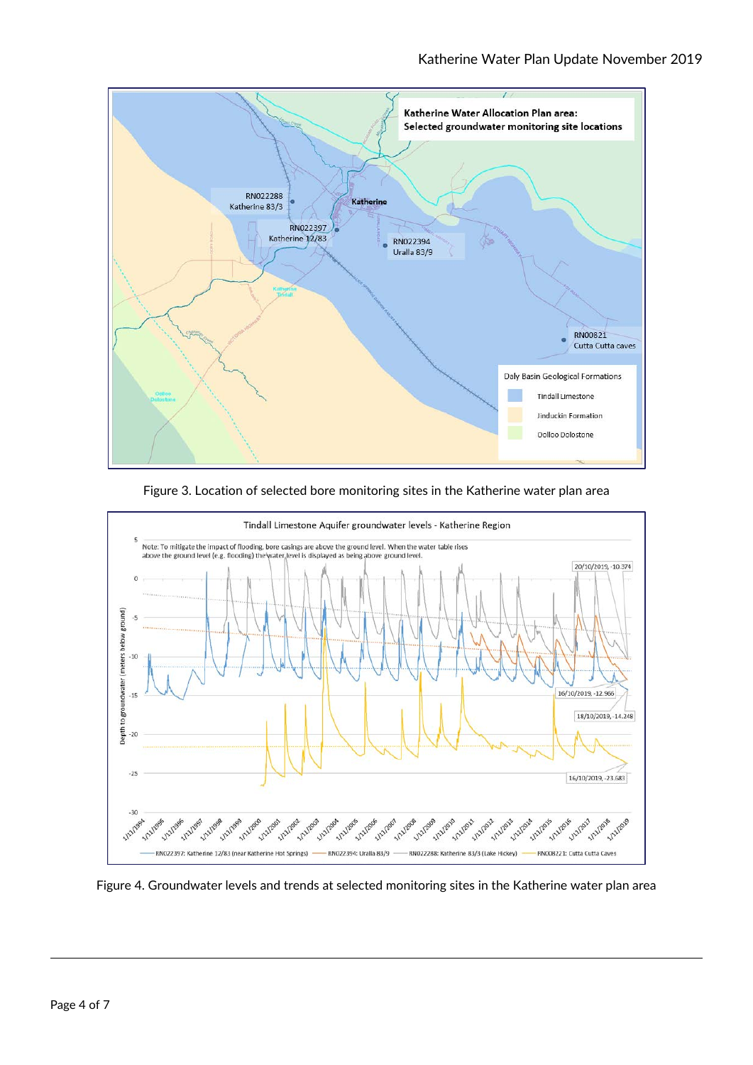Figure 3. Location of selected bore monitoring sites in the Katherine water plan area

Figure 4. Groundwater levels and trends at selected monitoring sites in the Katherine water plan area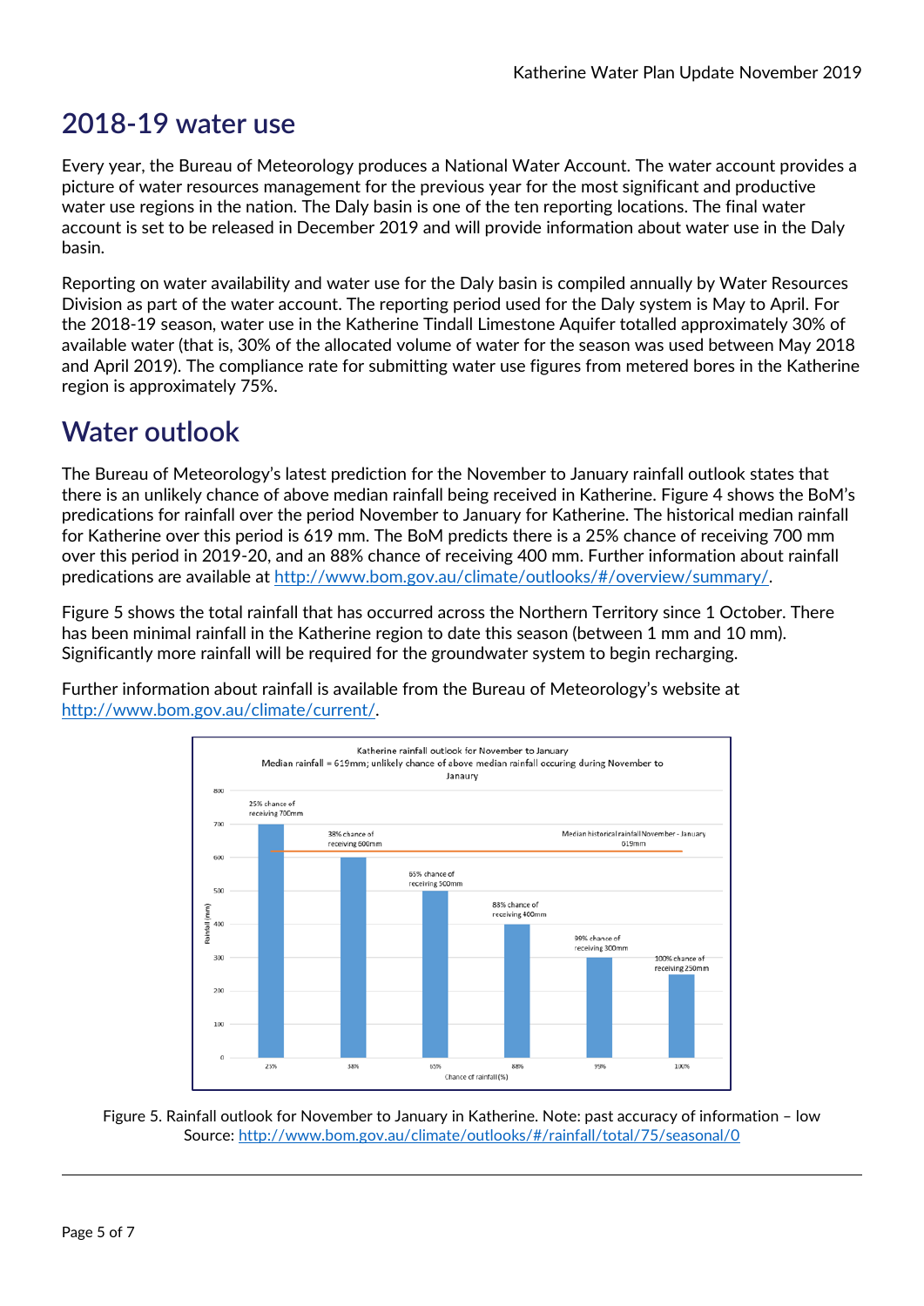## 2018-19 water use

Every year, the Bureau of Meteorology produces a National Water Account. The water account provides a picture of water resources management for the previous year for the most significant and productive water use regions in the nation. The Daly basin is one of the ten reporting locations. The final water account is set to be released in December 2019 and will provide information about water use in the Daly basin.

Reporting on water availability and water use for the Daly basin is compiled annually by Water Resources Division as part of the water account. The reporting period used for the Daly system is May to April. For the 2018-19 season, water use in the Katherine Tindall Limestone Aquifer totalled approximately 30% of available water (that is, 30% of the allocated volume of water for the season was used between May 2018 and April 2019). The compliance rate for submitting water use figures from metered bores in the Katherine region is approximately 75%.

## Water outlook

The Bureau of Meteorology's latest prediction for the November to January rainfall outlook states that there is an unlikely chance of above median rainfall being received in Katherine. Figure 4 shows the BoM's predications for rainfall over the period November to January for Katherine. The historical median rainfall for Katherine over this period is 619 mm. The BoM predicts there is a 25% chance of receiving 700 mm over this period in 2019-20, and an 88% chance of receiving 400 mm. Further information about rainfall predications are available at http://www.bom.gov.au/climate/outlooks/#/overview/summary/.

Figure 5 shows the total rainfall that has occurred across the Northern Territory since 1 October. There has been minimal rainfall in the Katherine region to date this season (between 1 mm and 10 mm). Significantly more rainfall will be required for the groundwater system to begin recharging.

Further information about rainfall is available from the Bureau of Meteorology's website at http://www.bom.gov.au/climate/current/.

Katherine rainfall outlook for November to January
Median rainfall = 619mm; unlikely chance of above median rainfall occuring during November to Janaury

| Chance of rainfall (%) | Rainfall (mm) |
|---|---|
| 25% | 700 |
| 38% | 600 |
| 65% | 500 |
| 88% | 400 |
| 99% | 300 |
| 100% | 250 |

Median historical rainfall November - January 619mm

Figure 5. Rainfall outlook for November to January in Katherine. Note: past accuracy of information – low
Source: http://www.bom.gov.au/climate/outlooks/#/rainfall/total/75/seasonal/0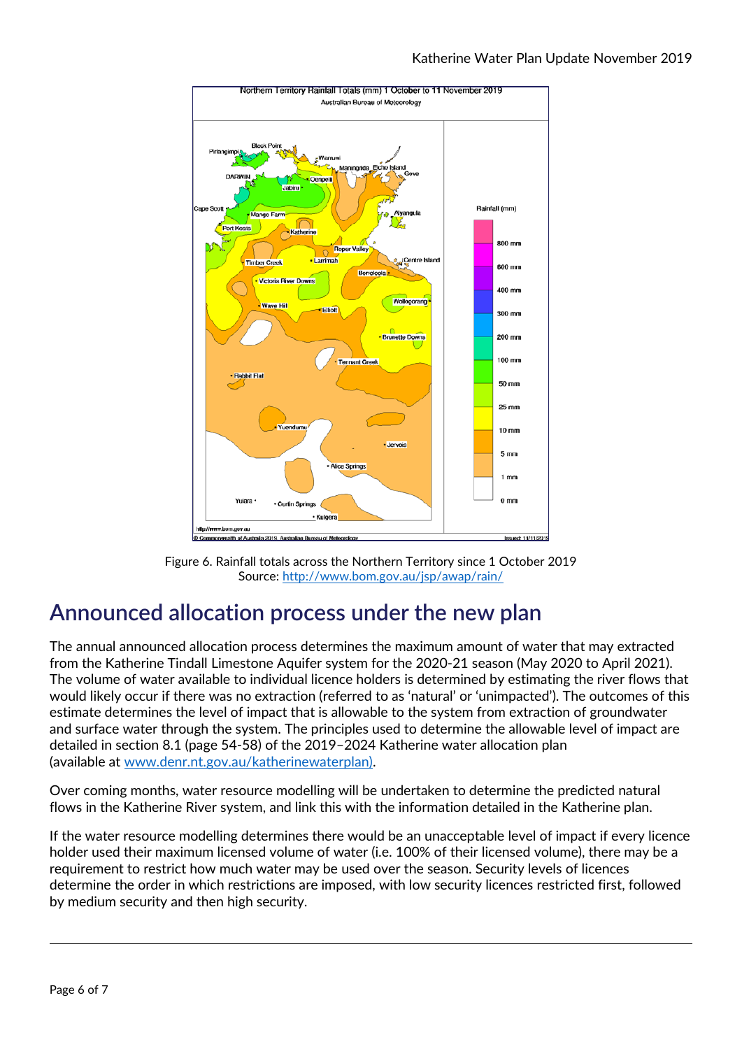Figure 6. Rainfall totals across the Northern Territory since 1 October 2019
Source: [http://www.bom.gov.au/jsp/awap/rain/](http://www.bom.gov.au/jsp/awap/rain/)

## Announced allocation process under the new plan

The annual announced allocation process determines the maximum amount of water that may extracted from the Katherine Tindall Limestone Aquifer system for the 2020-21 season (May 2020 to April 2021). The volume of water available to individual licence holders is determined by estimating the river flows that would likely occur if there was no extraction (referred to as 'natural' or 'unimpacted'). The outcomes of this estimate determines the level of impact that is allowable to the system from extraction of groundwater and surface water through the system. The principles used to determine the allowable level of impact are detailed in section 8.1 (page 54-58) of the 2019–2024 Katherine water allocation plan (available at [www.denr.nt.gov.au/katherinewaterplan)](www.denr.nt.gov.au/katherinewaterplan).

Over coming months, water resource modelling will be undertaken to determine the predicted natural flows in the Katherine River system, and link this with the information detailed in the Katherine plan.

If the water resource modelling determines there would be an unacceptable level of impact if every licence holder used their maximum licensed volume of water (i.e. 100% of their licensed volume), there may be a requirement to restrict how much water may be used over the season. Security levels of licences determine the order in which restrictions are imposed, with low security licences restricted first, followed by medium security and then high security.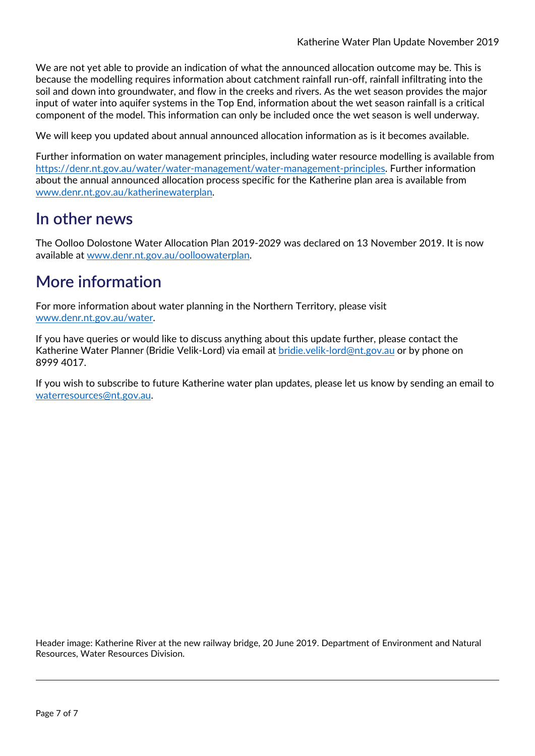We are not yet able to provide an indication of what the announced allocation outcome may be. This is because the modelling requires information about catchment rainfall run-off, rainfall infiltrating into the soil and down into groundwater, and flow in the creeks and rivers. As the wet season provides the major input of water into aquifer systems in the Top End, information about the wet season rainfall is a critical component of the model. This information can only be included once the wet season is well underway.

We will keep you updated about annual announced allocation information as is it becomes available.

Further information on water management principles, including water resource modelling is available from https://denr.nt.gov.au/water/water-management/water-management-principles. Further information about the annual announced allocation process specific for the Katherine plan area is available from www.denr.nt.gov.au/katherinewaterplan.

## In other news

The Oolloo Dolostone Water Allocation Plan 2019-2029 was declared on 13 November 2019. It is now available at www.denr.nt.gov.au/oolloowaterplan.

## More information

For more information about water planning in the Northern Territory, please visit www.denr.nt.gov.au/water.

If you have queries or would like to discuss anything about this update further, please contact the Katherine Water Planner (Bridie Velik-Lord) via email at bridie.velik-lord@nt.gov.au or by phone on 8999 4017.

If you wish to subscribe to future Katherine water plan updates, please let us know by sending an email to waterresources@nt.gov.au.

Header image: Katherine River at the new railway bridge, 20 June 2019. Department of Environment and Natural Resources, Water Resources Division.